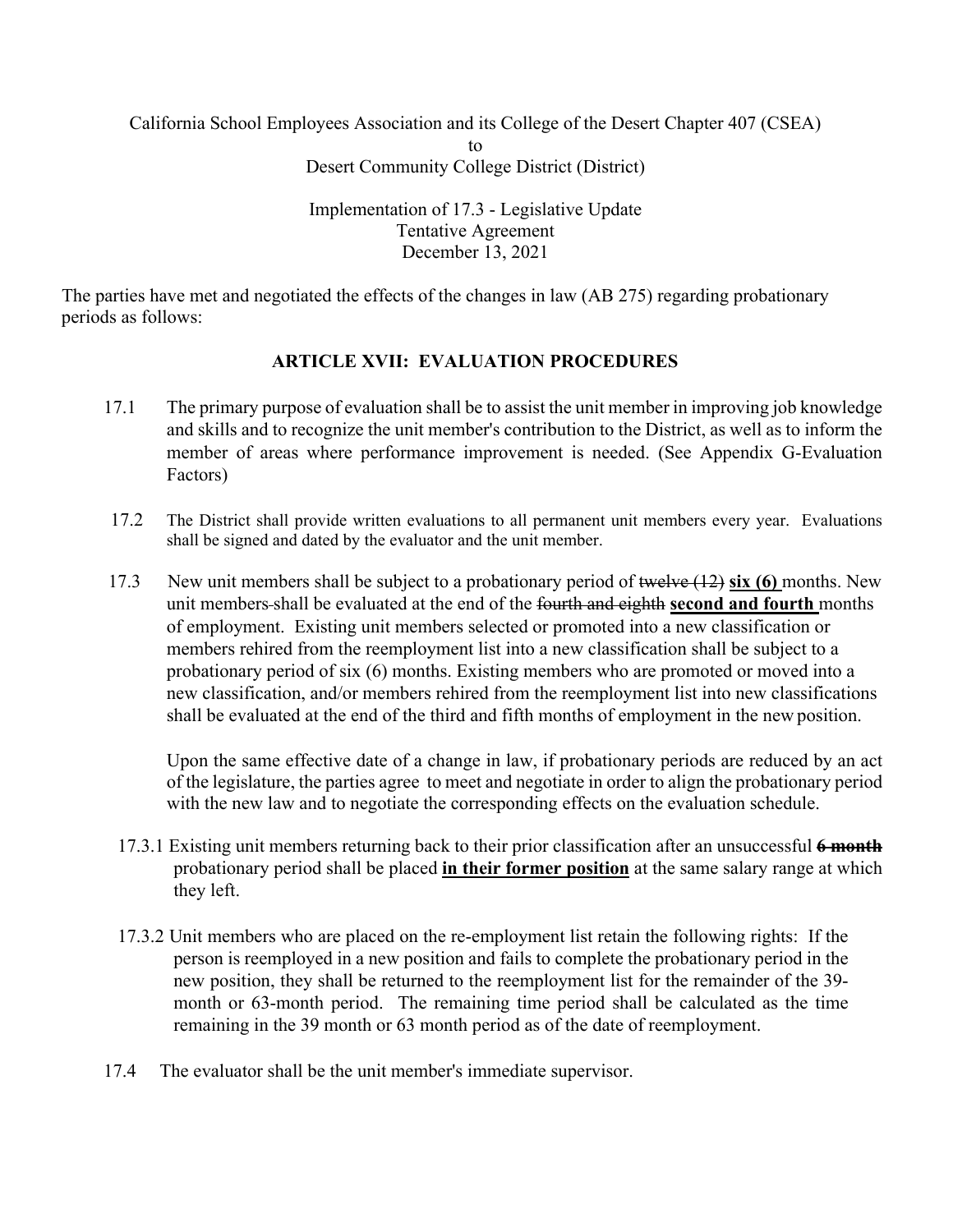California School Employees Association and its College of the Desert Chapter 407 (CSEA)
to
Desert Community College District (District)

Implementation of 17.3 - Legislative Update
Tentative Agreement
December 13, 2021

The parties have met and negotiated the effects of the changes in law (AB 275) regarding probationary periods as follows:

## ARTICLE XVII: EVALUATION PROCEDURES

17.1 The primary purpose of evaluation shall be to assist the unit member in improving job knowledge and skills and to recognize the unit member's contribution to the District, as well as to inform the member of areas where performance improvement is needed. (See Appendix G-Evaluation Factors)

17.2 The District shall provide written evaluations to all permanent unit members every year. Evaluations shall be signed and dated by the evaluator and the unit member.

17.3 New unit members shall be subject to a probationary period of ~~twelve (12)~~ **six (6)** months. New unit members shall be evaluated at the end of the ~~fourth and eighth~~ **second and fourth** months of employment. Existing unit members selected or promoted into a new classification or members rehired from the reemployment list into a new classification shall be subject to a probationary period of six (6) months. Existing members who are promoted or moved into a new classification, and/or members rehired from the reemployment list into new classifications shall be evaluated at the end of the third and fifth months of employment in the new position.

Upon the same effective date of a change in law, if probationary periods are reduced by an act of the legislature, the parties agree to meet and negotiate in order to align the probationary period with the new law and to negotiate the corresponding effects on the evaluation schedule.

17.3.1 Existing unit members returning back to their prior classification after an unsuccessful ~~**6 month**~~ probationary period shall be placed **in their former position** at the same salary range at which they left.

17.3.2 Unit members who are placed on the re-employment list retain the following rights: If the person is reemployed in a new position and fails to complete the probationary period in the new position, they shall be returned to the reemployment list for the remainder of the 39-month or 63-month period. The remaining time period shall be calculated as the time remaining in the 39 month or 63 month period as of the date of reemployment.

17.4 The evaluator shall be the unit member's immediate supervisor.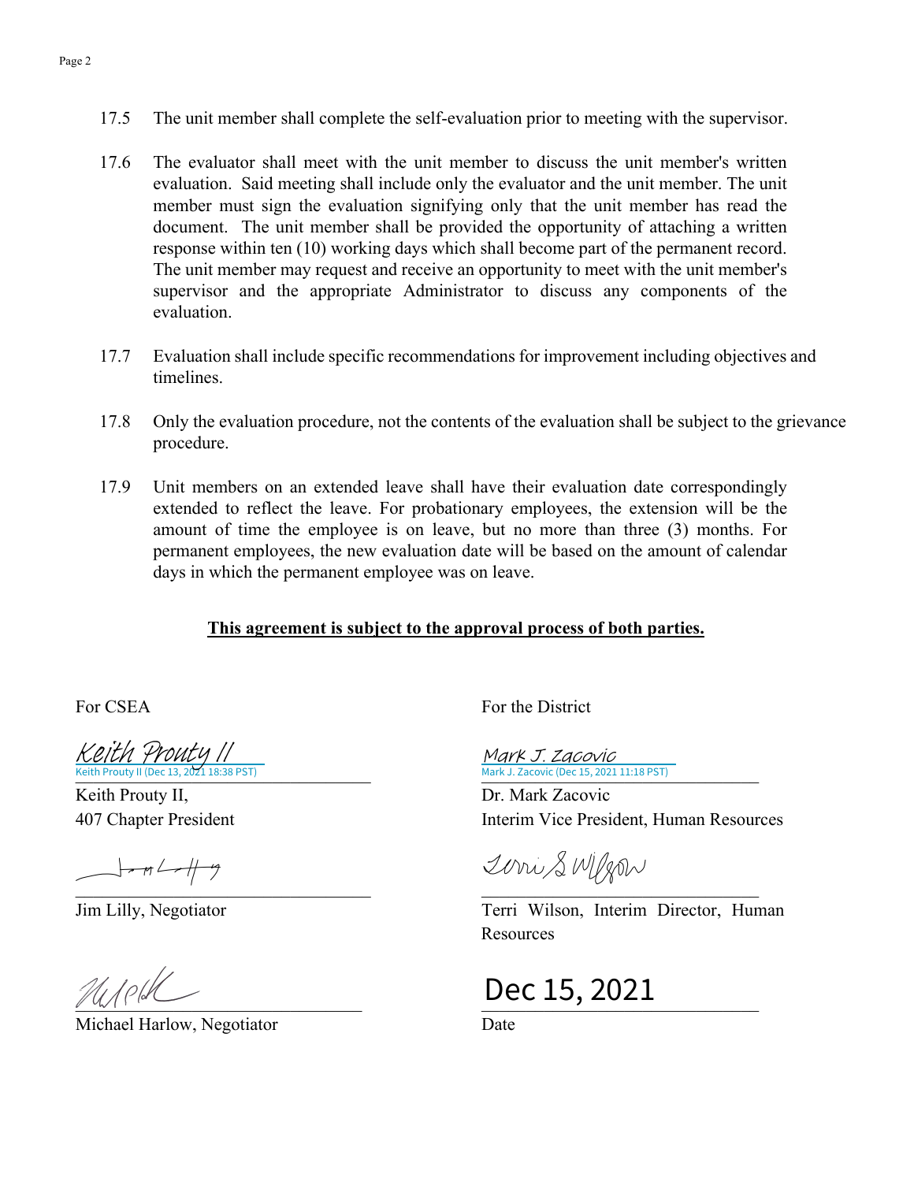17.5 The unit member shall complete the self-evaluation prior to meeting with the supervisor.

17.6 The evaluator shall meet with the unit member to discuss the unit member's written evaluation. Said meeting shall include only the evaluator and the unit member. The unit member must sign the evaluation signifying only that the unit member has read the document. The unit member shall be provided the opportunity of attaching a written response within ten (10) working days which shall become part of the permanent record. The unit member may request and receive an opportunity to meet with the unit member's supervisor and the appropriate Administrator to discuss any components of the evaluation.

17.7 Evaluation shall include specific recommendations for improvement including objectives and timelines.

17.8 Only the evaluation procedure, not the contents of the evaluation shall be subject to the grievance procedure.

17.9 Unit members on an extended leave shall have their evaluation date correspondingly extended to reflect the leave. For probationary employees, the extension will be the amount of time the employee is on leave, but no more than three (3) months. For permanent employees, the new evaluation date will be based on the amount of calendar days in which the permanent employee was on leave.

**<u>This agreement is subject to the approval process of both parties.</u>**

For CSEA

Keith Prouty II
Keith Prouty II (Dec 13, 2021 18:38 PST)

Keith Prouty II,
407 Chapter President

Jim Lilly, Negotiator

Michael Harlow, Negotiator

For the District

Mark J. Zacovic
Mark J. Zacovic (Dec 15, 2021 11:18 PST)

Dr. Mark Zacovic
Interim Vice President, Human Resources

Terri S Wilson

Terri Wilson, Interim Director, Human Resources

Dec 15, 2021

Date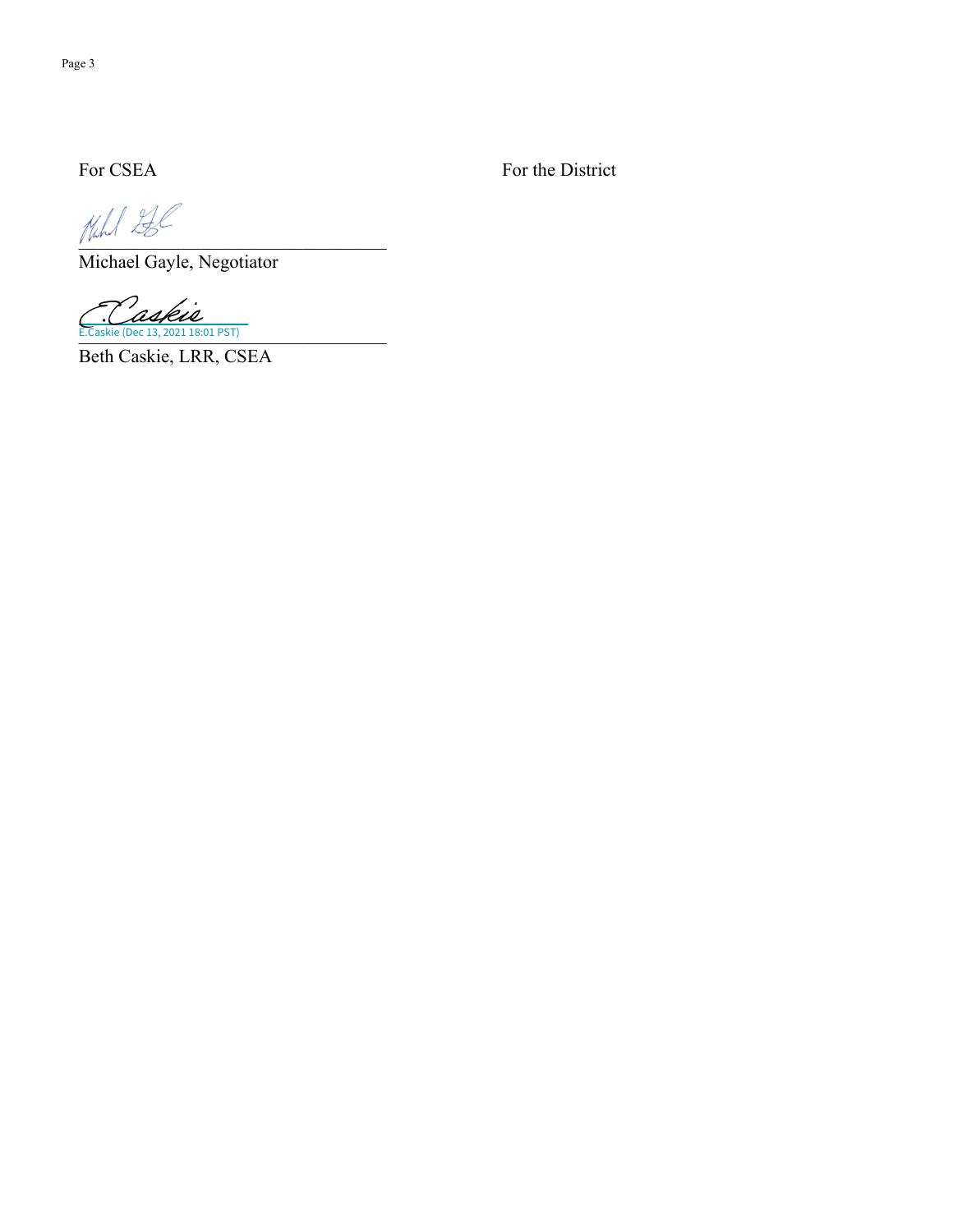For CSEA

For the District

\_\_\_\_\_\_\_\_\_\_\_\_\_\_\_\_\_\_\_\_\_\_\_\_\_\_\_\_\_\_\_\_\_\_\_

Michael Gayle, Negotiator

E.Caskie (Dec 13, 2021 18:01 PST)

\_\_\_\_\_\_\_\_\_\_\_\_\_\_\_\_\_\_\_\_\_\_\_\_\_\_\_\_\_\_\_\_\_\_\_

Beth Caskie, LRR, CSEA